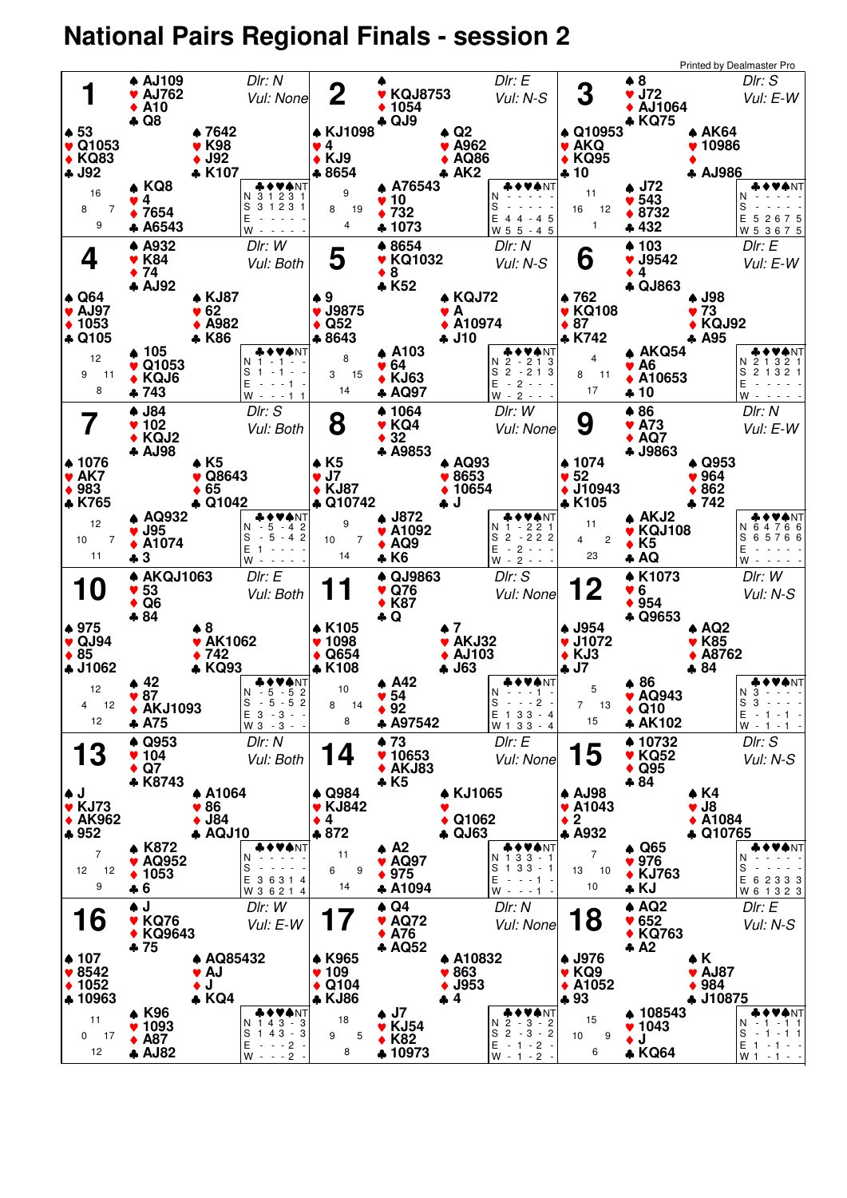# National Pairs Regional Finals - session 2

Printed by Dealmaster Pro

## Board 1

Dlr: N · Vul: None

| Seat | ♠ | ♥ | ♦ | ♣ |
|---|---|---|---|---|
| North | AJ109 | AJ762 | A10 | Q8 |
| West | 53 | Q1053 | KQ83 | J92 |
| East | 7642 | K98 | J92 | K107 |
| South | KQ8 | 4 | 7654 | A6543 |

HCP: N 16, W 8, E 7, S 9

| | ♣ | ♦ | ♥ | ♠ | NT |
|---|---|---|---|---|---|
| N | 3 | 1 | 2 | 3 | 1 |
| S | 3 | 1 | 2 | 3 | 1 |
| E | - | - | - | - | - |
| W | - | - | - | - | - |

## Board 2

Dlr: E · Vul: N-S

| Seat | ♠ | ♥ | ♦ | ♣ |
|---|---|---|---|---|
| North | | KQJ8753 | 1054 | QJ9 |
| West | KJ1098 | 4 | KJ9 | 8654 |
| East | Q2 | A962 | AQ86 | AK2 |
| South | A76543 | 10 | 732 | 1073 |

HCP: N 9, W 8, E 19, S 4

| | ♣ | ♦ | ♥ | ♠ | NT |
|---|---|---|---|---|---|
| N | - | - | - | - | - |
| S | - | - | - | - | - |
| E | 4 | 4 | - | 4 | 5 |
| W | 5 | 5 | - | 4 | 5 |

## Board 3

Dlr: S · Vul: E-W

| Seat | ♠ | ♥ | ♦ | ♣ |
|---|---|---|---|---|
| North | 8 | J72 | AJ1064 | KQ75 |
| West | Q10953 | AKQ | KQ95 | 10 |
| East | AK64 | 10986 | | AJ986 |
| South | J72 | 543 | 8732 | 432 |

HCP: N 11, W 16, E 12, S 1

| | ♣ | ♦ | ♥ | ♠ | NT |
|---|---|---|---|---|---|
| N | - | - | - | - | - |
| S | - | - | - | - | - |
| E | 5 | 2 | 6 | 7 | 5 |
| W | 5 | 3 | 6 | 7 | 5 |

## Board 4

Dlr: W · Vul: Both

| Seat | ♠ | ♥ | ♦ | ♣ |
|---|---|---|---|---|
| North | A932 | K84 | 74 | AJ92 |
| West | Q64 | AJ97 | 1053 | Q105 |
| East | KJ87 | 62 | A982 | K86 |
| South | 105 | Q1053 | KQJ6 | 743 |

HCP: N 12, W 9, E 11, S 8

| | ♣ | ♦ | ♥ | ♠ | NT |
|---|---|---|---|---|---|
| N | 1 | - | 1 | - | - |
| S | 1 | - | 1 | - | - |
| E | - | - | - | 1 | - |
| W | - | - | - | 1 | 1 |

## Board 5

Dlr: N · Vul: N-S

| Seat | ♠ | ♥ | ♦ | ♣ |
|---|---|---|---|---|
| North | 8654 | KQ1032 | 8 | K52 |
| West | 9 | J9875 | Q52 | 8643 |
| East | KQJ72 | A | A10974 | J10 |
| South | A103 | 64 | KJ63 | AQ97 |

HCP: N 8, W 3, E 15, S 14

| | ♣ | ♦ | ♥ | ♠ | NT |
|---|---|---|---|---|---|
| N | 2 | - | 2 | 1 | 3 |
| S | 2 | - | 2 | 1 | 3 |
| E | - | 2 | - | - | - |
| W | - | 2 | - | - | - |

## Board 6

Dlr: E · Vul: E-W

| Seat | ♠ | ♥ | ♦ | ♣ |
|---|---|---|---|---|
| North | 103 | J9542 | 4 | QJ863 |
| West | 762 | KQ108 | 87 | K742 |
| East | J98 | 73 | KQJ92 | A95 |
| South | AKQ54 | A6 | A10653 | 10 |

HCP: N 4, W 8, E 11, S 17

| | ♣ | ♦ | ♥ | ♠ | NT |
|---|---|---|---|---|---|
| N | 2 | 1 | 3 | 2 | 1 |
| S | 2 | 1 | 3 | 2 | 1 |
| E | - | - | - | - | - |
| W | - | - | - | - | - |

## Board 7

Dlr: S · Vul: Both

| Seat | ♠ | ♥ | ♦ | ♣ |
|---|---|---|---|---|
| North | J84 | 102 | KQJ2 | AJ98 |
| West | 1076 | AK7 | 983 | K765 |
| East | K5 | Q8643 | 65 | Q1042 |
| South | AQ932 | J95 | A1074 | 3 |

HCP: N 12, W 10, E 7, S 11

| | ♣ | ♦ | ♥ | ♠ | NT |
|---|---|---|---|---|---|
| N | - | 5 | - | 4 | 2 |
| S | - | 5 | - | 4 | 2 |
| E | 1 | - | - | - | - |
| W | - | - | - | - | - |

## Board 8

Dlr: W · Vul: None

| Seat | ♠ | ♥ | ♦ | ♣ |
|---|---|---|---|---|
| North | 1064 | KQ4 | 32 | A9853 |
| West | K5 | J7 | KJ87 | Q10742 |
| East | AQ93 | 8653 | 10654 | J |
| South | J872 | A1092 | AQ9 | K6 |

HCP: N 9, W 10, E 7, S 14

| | ♣ | ♦ | ♥ | ♠ | NT |
|---|---|---|---|---|---|
| N | 1 | - | 2 | 2 | 1 |
| S | 2 | - | 2 | 2 | 2 |
| E | - | 2 | - | - | - |
| W | - | 2 | - | - | - |

## Board 9

Dlr: N · Vul: E-W

| Seat | ♠ | ♥ | ♦ | ♣ |
|---|---|---|---|---|
| North | 86 | A73 | AQ7 | J9863 |
| West | 1074 | 52 | J10943 | K105 |
| East | Q953 | 964 | 862 | 742 |
| South | AKJ2 | KQJ108 | K5 | AQ |

HCP: N 11, W 4, E 2, S 23

| | ♣ | ♦ | ♥ | ♠ | NT |
|---|---|---|---|---|---|
| N | 6 | 4 | 7 | 6 | 6 |
| S | 6 | 5 | 7 | 6 | 6 |
| E | - | - | - | - | - |
| W | - | - | - | - | - |

## Board 10

Dlr: E · Vul: Both

| Seat | ♠ | ♥ | ♦ | ♣ |
|---|---|---|---|---|
| North | AKQJ1063 | 53 | Q6 | 84 |
| West | 975 | QJ94 | 85 | J1062 |
| East | 8 | AK1062 | 742 | KQ93 |
| South | 42 | 87 | AKJ1093 | A75 |

HCP: N 12, W 4, E 12, S 12

| | ♣ | ♦ | ♥ | ♠ | NT |
|---|---|---|---|---|---|
| N | - | 5 | - | 5 | 2 |
| S | - | 5 | - | 5 | 2 |
| E | 3 | - | 3 | - | - |
| W | 3 | - | 3 | - | - |

## Board 11

Dlr: S · Vul: None

| Seat | ♠ | ♥ | ♦ | ♣ |
|---|---|---|---|---|
| North | QJ9863 | Q76 | K87 | Q |
| West | K105 | 1098 | Q654 | K108 |
| East | 7 | AKJ32 | AJ103 | J63 |
| South | A42 | 54 | 92 | A97542 |

HCP: N 10, W 8, E 14, S 8

| | ♣ | ♦ | ♥ | ♠ | NT |
|---|---|---|---|---|---|
| N | - | - | - | 1 | - |
| S | - | - | - | 2 | - |
| E | 1 | 3 | 3 | - | 4 |
| W | 1 | 3 | 3 | - | 4 |

## Board 12

Dlr: W · Vul: N-S

| Seat | ♠ | ♥ | ♦ | ♣ |
|---|---|---|---|---|
| North | K1073 | 6 | 954 | Q9653 |
| West | J954 | J1072 | KJ3 | J7 |
| East | AQ2 | K85 | A8762 | 84 |
| South | 86 | AQ943 | Q10 | AK102 |

HCP: N 5, W 7, E 13, S 15

| | ♣ | ♦ | ♥ | ♠ | NT |
|---|---|---|---|---|---|
| N | 3 | - | - | - | - |
| S | 3 | - | - | - | - |
| E | - | 1 | - | 1 | - |
| W | - | 1 | - | 1 | - |

## Board 13

Dlr: N · Vul: Both

| Seat | ♠ | ♥ | ♦ | ♣ |
|---|---|---|---|---|
| North | Q953 | 104 | Q7 | K8743 |
| West | J | KJ73 | AK962 | 952 |
| East | A1064 | 86 | J84 | AQJ10 |
| South | K872 | AQ952 | 1053 | 6 |

HCP: N 7, W 12, E 12, S 9

| | ♣ | ♦ | ♥ | ♠ | NT |
|---|---|---|---|---|---|
| N | - | - | - | - | - |
| S | - | - | - | - | - |
| E | 3 | 6 | 3 | 1 | 4 |
| W | 3 | 6 | 2 | 1 | 4 |

## Board 14

Dlr: E · Vul: None

| Seat | ♠ | ♥ | ♦ | ♣ |
|---|---|---|---|---|
| North | 73 | 10653 | AKJ83 | K5 |
| West | Q984 | KJ842 | 4 | 872 |
| East | KJ1065 | | Q1062 | QJ63 |
| South | A2 | AQ97 | 975 | A1094 |

HCP: N 11, W 6, E 9, S 14

| | ♣ | ♦ | ♥ | ♠ | NT |
|---|---|---|---|---|---|
| N | 1 | 3 | 3 | - | 1 |
| S | 1 | 3 | 3 | - | 1 |
| E | - | - | - | 1 | - |
| W | - | - | - | 1 | - |

## Board 15

Dlr: S · Vul: N-S

| Seat | ♠ | ♥ | ♦ | ♣ |
|---|---|---|---|---|
| North | 10732 | KQ52 | Q95 | 84 |
| West | AJ98 | A1043 | 2 | A932 |
| East | K4 | J8 | A1084 | Q10765 |
| South | Q65 | 976 | KJ763 | KJ |

HCP: N 7, W 13, E 10, S 10

| | ♣ | ♦ | ♥ | ♠ | NT |
|---|---|---|---|---|---|
| N | - | - | - | - | - |
| S | - | - | - | - | - |
| E | 6 | 2 | 3 | 3 | 3 |
| W | 6 | 1 | 3 | 2 | 3 |

## Board 16

Dlr: W · Vul: E-W

| Seat | ♠ | ♥ | ♦ | ♣ |
|---|---|---|---|---|
| North | J | KQ76 | KQ9643 | 75 |
| West | 107 | 8542 | 1052 | 10963 |
| East | AQ85432 | AJ | J | KQ4 |
| South | K96 | 1093 | A87 | AJ82 |

HCP: N 11, W 0, E 17, S 12

| | ♣ | ♦ | ♥ | ♠ | NT |
|---|---|---|---|---|---|
| N | 1 | 4 | 3 | - | 3 |
| S | 1 | 4 | 3 | - | 3 |
| E | - | - | - | 2 | - |
| W | - | - | - | 2 | - |

## Board 17

Dlr: N · Vul: None

| Seat | ♠ | ♥ | ♦ | ♣ |
|---|---|---|---|---|
| North | Q4 | AQ72 | A76 | AQ52 |
| West | K965 | 109 | Q104 | KJ86 |
| East | A10832 | 863 | J953 | 4 |
| South | J7 | KJ54 | K82 | 10973 |

HCP: N 18, W 9, E 5, S 8

| | ♣ | ♦ | ♥ | ♠ | NT |
|---|---|---|---|---|---|
| N | 2 | - | 3 | - | 2 |
| S | 2 | - | 3 | - | 2 |
| E | - | 1 | - | 2 | - |
| W | - | 1 | - | 2 | - |

## Board 18

Dlr: E · Vul: N-S

| Seat | ♠ | ♥ | ♦ | ♣ |
|---|---|---|---|---|
| North | AQ2 | 652 | KQ763 | A2 |
| West | J976 | KQ9 | A1052 | 93 |
| East | K | AJ87 | 984 | J10875 |
| South | 108543 | 1043 | J | KQ64 |

HCP: N 15, W 10, E 9, S 6

| | ♣ | ♦ | ♥ | ♠ | NT |
|---|---|---|---|---|---|
| N | - | 1 | - | 1 | 1 |
| S | - | 1 | - | 1 | 1 |
| E | 1 | - | 1 | - | - |
| W | 1 | - | 1 | - | - |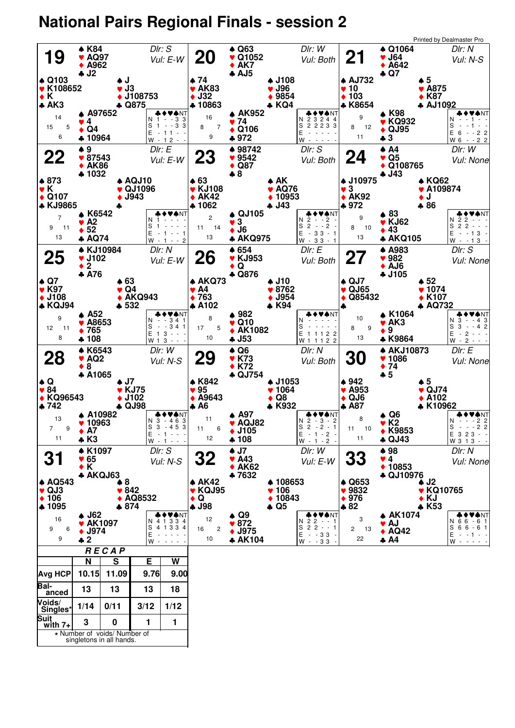# National Pairs Regional Finals - session 2

Printed by Dealmaster Pro

## Board 19

Dlr: S  Vul: E-W

North: ♠ K84 ♥ AQ97 ♦ A962 ♣ J2

West: ♠ Q103 ♥ K108652 ♦ K ♣ AK3

East: ♠ J ♥ J3 ♦ J108753 ♣ Q875

South: ♠ A97652 ♥ 4 ♦ Q4 ♣ 10964

HCP: N 14, W 15, E 5, S 6

| | ♣ | ♦ | ♥ | ♠ | NT |
|---|---|---|---|---|---|
| N | 1 | - | - | 3 | 3 |
| S | 1 | - | - | 3 | 3 |
| E | - | 1 | 1 | - | - |
| W | - | 1 | 2 | - | - |

## Board 20

Dlr: W  Vul: Both

North: ♠ Q63 ♥ Q1052 ♦ AK7 ♣ AJ5

West: ♠ 74 ♥ AK83 ♦ J32 ♣ 10863

East: ♠ J108 ♥ J96 ♦ 9854 ♣ KQ4

South: ♠ AK952 ♥ 74 ♦ Q106 ♣ 972

HCP: N 16, W 8, E 7, S 9

| | ♣ | ♦ | ♥ | ♠ | NT |
|---|---|---|---|---|---|
| N | 2 | 3 | 2 | 4 | 4 |
| S | 2 | 2 | 2 | 3 | 3 |
| E | - | - | - | - | - |
| W | - | - | - | - | - |

## Board 21

Dlr: N  Vul: N-S

North: ♠ Q1064 ♥ J64 ♦ A642 ♣ Q7

West: ♠ AJ732 ♥ 10 ♦ 103 ♣ K8654

East: ♠ 5 ♥ A875 ♦ K87 ♣ AJ1092

South: ♠ K98 ♥ KQ932 ♦ QJ95 ♣ 3

HCP: N 9, W 8, E 12, S 11

| | ♣ | ♦ | ♥ | ♠ | NT |
|---|---|---|---|---|---|
| N | - | - | 1 | - | - |
| S | - | - | 1 | - | - |
| E | 6 | - | - | 2 | 2 |
| W | 6 | - | - | 2 | 2 |

## Board 22

Dlr: E  Vul: E-W

North: ♠ 9 ♥ 87543 ♦ AK86 ♣ 1032

West: ♠ 873 ♥ K ♦ Q107 ♣ KJ9865

East: ♠ AQJ10 ♥ QJ1096 ♦ J943 ♣ —

South: ♠ K6542 ♥ A2 ♦ 52 ♣ AQ74

HCP: N 7, W 9, E 11, S 13

| | ♣ | ♦ | ♥ | ♠ | NT |
|---|---|---|---|---|---|
| N | 1 | - | - | - | - |
| S | 1 | - | - | - | - |
| E | - | 1 | - | - | 1 |
| W | - | 1 | - | - | 2 |

## Board 23

Dlr: S  Vul: Both

North: ♠ 98742 ♥ 9542 ♦ Q87 ♣ 8

West: ♠ 63 ♥ KJ108 ♦ AK42 ♣ 1062

East: ♠ AK ♥ AQ76 ♦ 10953 ♣ J43

South: ♠ QJ105 ♥ 3 ♦ J6 ♣ AKQ975

HCP: N 2, W 11, E 14, S 13

| | ♣ | ♦ | ♥ | ♠ | NT |
|---|---|---|---|---|---|
| N | 2 | - | - | 2 | - |
| S | 2 | - | - | 2 | - |
| E | - | 3 | 3 | - | 1 |
| W | - | 3 | 3 | - | 1 |

## Board 24

Dlr: W  Vul: None

North: ♠ A4 ♥ Q5 ♦ Q108765 ♣ J43

West: ♠ J10975 ♥ 3 ♦ AK92 ♣ 972

East: ♠ KQ62 ♥ A109874 ♦ J ♣ 86

South: ♠ 83 ♥ KJ62 ♦ 43 ♣ AKQ105

HCP: N 9, W 8, E 10, S 13

| | ♣ | ♦ | ♥ | ♠ | NT |
|---|---|---|---|---|---|
| N | 2 | 2 | - | - | - |
| S | 2 | 2 | - | - | - |
| E | - | - | 1 | 3 | - |
| W | - | - | 1 | 3 | - |

## Board 25

Dlr: N  Vul: E-W

North: ♠ KJ10984 ♥ J102 ♦ 2 ♣ A76

West: ♠ Q7 ♥ K97 ♦ J108 ♣ KQJ94

East: ♠ 63 ♥ Q4 ♦ AKQ943 ♣ 532

South: ♠ A52 ♥ A8653 ♦ 765 ♣ 108

HCP: N 9, W 12, E 11, S 8

| | ♣ | ♦ | ♥ | ♠ | NT |
|---|---|---|---|---|---|
| N | - | - | 3 | 4 | 1 |
| S | - | - | 3 | 4 | 1 |
| E | 1 | 3 | - | - | - |
| W | 1 | 3 | - | - | - |

## Board 26

Dlr: E  Vul: Both

North: ♠ 654 ♥ KJ953 ♦ Q ♣ Q876

West: ♠ AKQ73 ♥ A4 ♦ 763 ♣ A102

East: ♠ J10 ♥ 8762 ♦ J954 ♣ K94

South: ♠ 982 ♥ Q10 ♦ AK1082 ♣ J53

HCP: N 8, W 17, E 5, S 10

| | ♣ | ♦ | ♥ | ♠ | NT |
|---|---|---|---|---|---|
| N | - | - | - | - | - |
| S | - | - | - | - | - |
| E | 1 | 1 | 1 | 2 | 2 |
| W | 1 | 1 | 1 | 2 | 2 |

## Board 27

Dlr: S  Vul: None

North: ♠ A983 ♥ 982 ♦ AJ6 ♣ J105

West: ♠ QJ7 ♥ QJ65 ♦ Q85432 ♣ —

East: ♠ 52 ♥ 1074 ♦ K107 ♣ AQ732

South: ♠ K1064 ♥ AK3 ♦ 9 ♣ K9864

HCP: N 10, W 8, E 9, S 13

| | ♣ | ♦ | ♥ | ♠ | NT |
|---|---|---|---|---|---|
| N | 3 | - | - | 4 | 3 |
| S | 3 | - | - | 4 | 2 |
| E | - | 2 | - | - | - |
| W | - | 2 | - | - | - |

## Board 28

Dlr: W  Vul: N-S

North: ♠ K6543 ♥ AQ2 ♦ 8 ♣ A1065

West: ♠ Q ♥ 84 ♦ KQ96543 ♣ 742

East: ♠ J7 ♥ KJ75 ♦ J102 ♣ QJ98

South: ♠ A10982 ♥ 10963 ♦ A7 ♣ K3

HCP: N 13, W 7, E 9, S 11

| | ♣ | ♦ | ♥ | ♠ | NT |
|---|---|---|---|---|---|
| N | 3 | - | 4 | 6 | 3 |
| S | 3 | - | 4 | 5 | 3 |
| E | - | 1 | - | - | - |
| W | - | 1 | - | - | - |

## Board 29

Dlr: N  Vul: Both

North: ♠ Q6 ♥ K73 ♦ K72 ♣ QJ754

West: ♠ K842 ♥ 95 ♦ A9643 ♣ A6

East: ♠ J1053 ♥ 1064 ♦ Q8 ♣ K932

South: ♠ A97 ♥ AQJ82 ♦ J105 ♣ 108

HCP: N 11, W 11, E 6, S 12

| | ♣ | ♦ | ♥ | ♠ | NT |
|---|---|---|---|---|---|
| N | 2 | - | 3 | - | 2 |
| S | 2 | - | 2 | - | 1 |
| E | - | 1 | - | 2 | - |
| W | - | 1 | - | 2 | - |

## Board 30

Dlr: E  Vul: None

North: ♠ AKJ10873 ♥ 1086 ♦ 74 ♣ 5

West: ♠ 942 ♥ A953 ♦ QJ6 ♣ A87

East: ♠ 5 ♥ QJ74 ♦ A102 ♣ K10962

South: ♠ Q6 ♥ K2 ♦ K9853 ♣ QJ43

HCP: N 8, W 11, E 10, S 11

| | ♣ | ♦ | ♥ | ♠ | NT |
|---|---|---|---|---|---|
| N | - | - | - | 2 | 2 |
| S | - | - | - | 2 | 2 |
| E | 3 | 2 | 3 | - | - |
| W | 3 | 1 | 3 | - | - |

## Board 31

Dlr: S  Vul: N-S

North: ♠ K1097 ♥ 65 ♦ K ♣ AKQJ63

West: ♠ AQ543 ♥ QJ3 ♦ 106 ♣ 1095

East: ♠ 8 ♥ 842 ♦ AQ8532 ♣ 874

South: ♠ J62 ♥ AK1097 ♦ J974 ♣ 2

HCP: N 16, W 9, E 6, S 9

| | ♣ | ♦ | ♥ | ♠ | NT |
|---|---|---|---|---|---|
| N | 4 | 1 | 3 | 3 | 4 |
| S | 4 | 1 | 3 | 3 | 4 |
| E | - | - | - | - | - |
| W | - | - | - | - | - |

## Board 32

Dlr: W  Vul: E-W

North: ♠ J7 ♥ A43 ♦ AK62 ♣ 7632

West: ♠ AK42 ♥ KQJ95 ♦ Q ♣ J98

East: ♠ 108653 ♥ 106 ♦ 10843 ♣ Q5

South: ♠ Q9 ♥ 872 ♦ J975 ♣ AK104

HCP: N 12, W 16, E 2, S 10

| | ♣ | ♦ | ♥ | ♠ | NT |
|---|---|---|---|---|---|
| N | 2 | 2 | - | - | 1 |
| S | 2 | 2 | - | - | 1 |
| E | - | - | 3 | 3 | - |
| W | - | - | 3 | 3 | - |

## Board 33

Dlr: N  Vul: None

North: ♠ 98 ♥ 4 ♦ 10853 ♣ QJ10976

West: ♠ Q653 ♥ 9832 ♦ 976 ♣ 82

East: ♠ J2 ♥ KQ10765 ♦ KJ ♣ K53

South: ♠ AK1074 ♥ AJ ♦ AQ42 ♣ A4

HCP: N 3, W 2, E 13, S 22

| | ♣ | ♦ | ♥ | ♠ | NT |
|---|---|---|---|---|---|
| N | 6 | 6 | - | 6 | 1 |
| S | 6 | 6 | - | 6 | 1 |
| E | - | - | 1 | - | - |
| W | - | - | - | - | - |

## RECAP

| | N | S | E | W |
|---|---|---|---|---|
| Avg HCP | 10.15 | 11.09 | 9.76 | 9.00 |
| Balanced | 13 | 13 | 13 | 18 |
| Voids/ Singles* | 1/14 | 0/11 | 3/12 | 1/12 |
| Suit with 7+ | 3 | 0 | 1 | 1 |

* Number of voids/ Number of singletons in all hands.